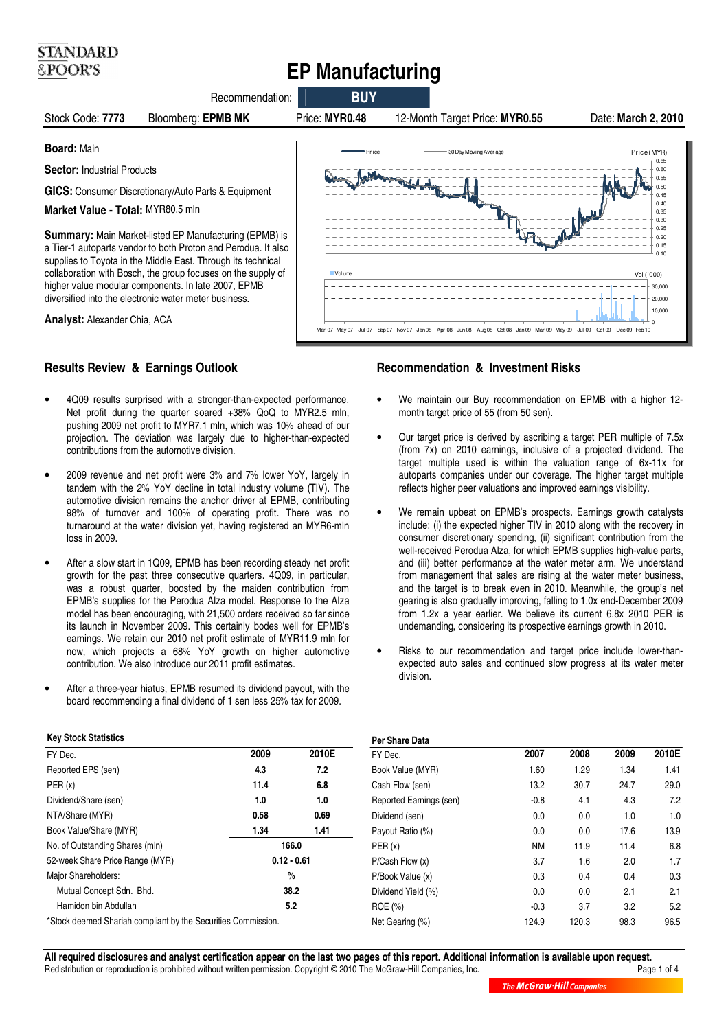STANDARD & POOR'S

# EP Manufacturing

Recommendation: **BUY**

Stock Code: **7773** | Bloomberg: **EPMB MK** | Price: **MYR0.48** | 12-Month Target Price: **MYR0.55** | Date: **March 2, 2010**

**Board:** Main

**Sector:** Industrial Products

**GICS:** Consumer Discretionary/Auto Parts & Equipment

**Market Value - Total:** MYR80.5 mln

**Summary:** Main Market-listed EP Manufacturing (EPMB) is a Tier-1 autoparts vendor to both Proton and Perodua. It also supplies to Toyota in the Middle East. Through its technical collaboration with Bosch, the group focuses on the supply of higher value modular components. In late 2007, EPMB diversified into the electronic water meter business.

**Analyst:** Alexander Chia, ACA

## Results Review & Earnings Outlook

- 4Q09 results surprised with a stronger-than-expected performance. Net profit during the quarter soared +38% QoQ to MYR2.5 mln, pushing 2009 net profit to MYR7.1 mln, which was 10% ahead of our projection. The deviation was largely due to higher-than-expected contributions from the automotive division.
- 2009 revenue and net profit were 3% and 7% lower YoY, largely in tandem with the 2% YoY decline in total industry volume (TIV). The automotive division remains the anchor driver at EPMB, contributing 98% of turnover and 100% of operating profit. There was no turnaround at the water division yet, having registered an MYR6-mln loss in 2009.
- After a slow start in 1Q09, EPMB has been recording steady net profit growth for the past three consecutive quarters. 4Q09, in particular, was a robust quarter, boosted by the maiden contribution from EPMB's supplies for the Perodua Alza model. Response to the Alza model has been encouraging, with 21,500 orders received so far since its launch in November 2009. This certainly bodes well for EPMB's earnings. We retain our 2010 net profit estimate of MYR11.9 mln for now, which projects a 68% YoY growth on higher automotive contribution. We also introduce our 2011 profit estimates.
- After a three-year hiatus, EPMB resumed its dividend payout, with the board recommending a final dividend of 1 sen less 25% tax for 2009.

## Recommendation & Investment Risks

- We maintain our Buy recommendation on EPMB with a higher 12-month target price of 55 (from 50 sen).
- Our target price is derived by ascribing a target PER multiple of 7.5x (from 7x) on 2010 earnings, inclusive of a projected dividend. The target multiple used is within the valuation range of 6x-11x for autoparts companies under our coverage. The higher target multiple reflects higher peer valuations and improved earnings visibility.
- We remain upbeat on EPMB's prospects. Earnings growth catalysts include: (i) the expected higher TIV in 2010 along with the recovery in consumer discretionary spending, (ii) significant contribution from the well-received Perodua Alza, for which EPMB supplies high-value parts, and (iii) better performance at the water meter arm. We understand from management that sales are rising at the water meter business, and the target is to break even in 2010. Meanwhile, the group's net gearing is also gradually improving, falling to 1.0x end-December 2009 from 1.2x a year earlier. We believe its current 6.8x 2010 PER is undemanding, considering its prospective earnings growth in 2010.
- Risks to our recommendation and target price include lower-than-expected auto sales and continued slow progress at its water meter division.

### Key Stock Statistics

| FY Dec. | 2009 | 2010E |
|---|---|---|
| Reported EPS (sen) | 4.3 | 7.2 |
| PER (x) | 11.4 | 6.8 |
| Dividend/Share (sen) | 1.0 | 1.0 |
| NTA/Share (MYR) | 0.58 | 0.69 |
| Book Value/Share (MYR) | 1.34 | 1.41 |
| No. of Outstanding Shares (mln) | 166.0 | |
| 52-week Share Price Range (MYR) | 0.12 - 0.61 | |
| Major Shareholders: | % | |
| Mutual Concept Sdn. Bhd. | 38.2 | |
| Hamidon bin Abdullah | 5.2 | |

*Stock deemed Shariah compliant by the Securities Commission.

### Per Share Data

| FY Dec. | 2007 | 2008 | 2009 | 2010E |
|---|---|---|---|---|
| Book Value (MYR) | 1.60 | 1.29 | 1.34 | 1.41 |
| Cash Flow (sen) | 13.2 | 30.7 | 24.7 | 29.0 |
| Reported Earnings (sen) | -0.8 | 4.1 | 4.3 | 7.2 |
| Dividend (sen) | 0.0 | 0.0 | 1.0 | 1.0 |
| Payout Ratio (%) | 0.0 | 0.0 | 17.6 | 13.9 |
| PER (x) | NM | 11.9 | 11.4 | 6.8 |
| P/Cash Flow (x) | 3.7 | 1.6 | 2.0 | 1.7 |
| P/Book Value (x) | 0.3 | 0.4 | 0.4 | 0.3 |
| Dividend Yield (%) | 0.0 | 0.0 | 2.1 | 2.1 |
| ROE (%) | -0.3 | 3.7 | 3.2 | 5.2 |
| Net Gearing (%) | 124.9 | 120.3 | 98.3 | 96.5 |

**All required disclosures and analyst certification appear on the last two pages of this report. Additional information is available upon request.**

Redistribution or reproduction is prohibited without written permission. Copyright © 2010 The McGraw-Hill Companies, Inc.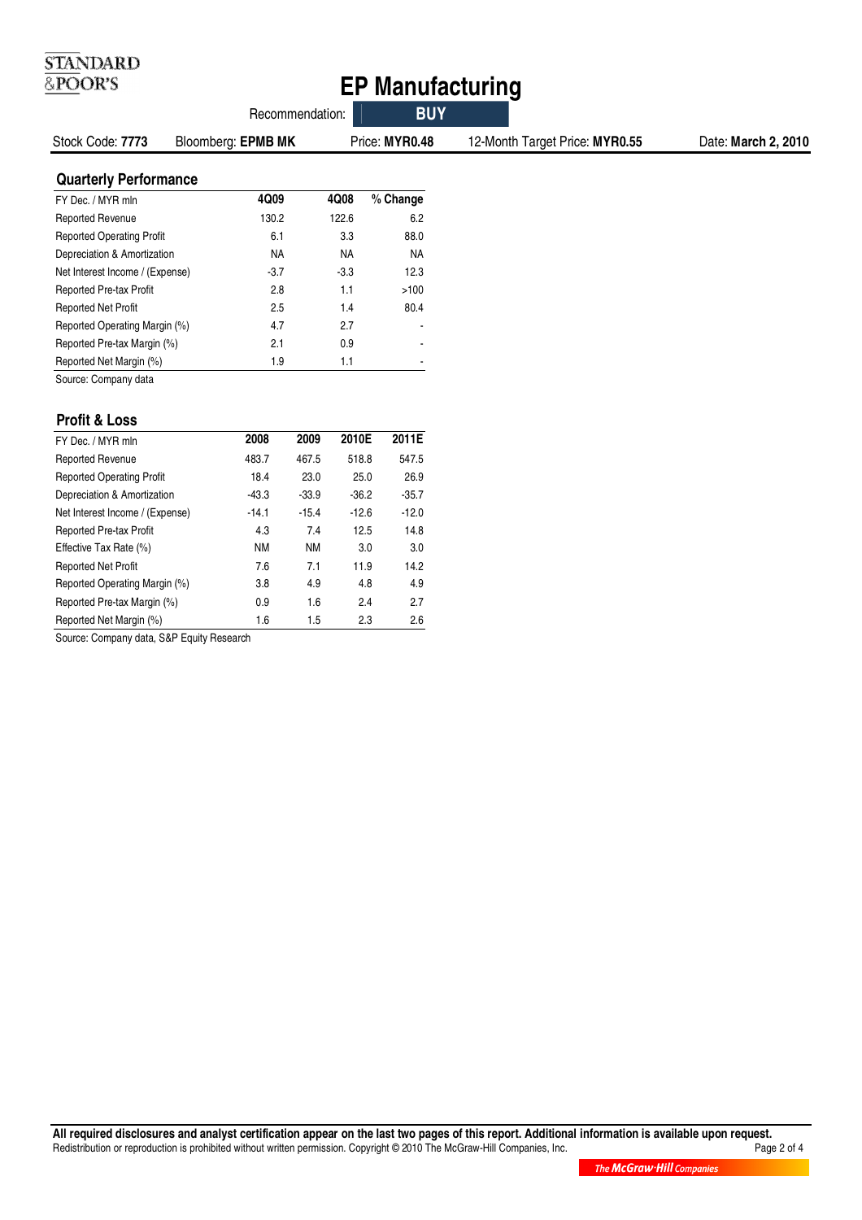# EP Manufacturing

Recommendation: **BUY**

Stock Code: **7773** | Bloomberg: **EPMB MK** | Price: **MYR0.48** | 12-Month Target Price: **MYR0.55** | Date: **March 2, 2010**

## Quarterly Performance

| FY Dec. / MYR mln | 4Q09 | 4Q08 | % Change |
|---|---|---|---|
| Reported Revenue | 130.2 | 122.6 | 6.2 |
| Reported Operating Profit | 6.1 | 3.3 | 88.0 |
| Depreciation & Amortization | NA | NA | NA |
| Net Interest Income / (Expense) | -3.7 | -3.3 | 12.3 |
| Reported Pre-tax Profit | 2.8 | 1.1 | >100 |
| Reported Net Profit | 2.5 | 1.4 | 80.4 |
| Reported Operating Margin (%) | 4.7 | 2.7 | - |
| Reported Pre-tax Margin (%) | 2.1 | 0.9 | - |
| Reported Net Margin (%) | 1.9 | 1.1 | - |

Source: Company data

## Profit & Loss

| FY Dec. / MYR mln | 2008 | 2009 | 2010E | 2011E |
|---|---|---|---|---|
| Reported Revenue | 483.7 | 467.5 | 518.8 | 547.5 |
| Reported Operating Profit | 18.4 | 23.0 | 25.0 | 26.9 |
| Depreciation & Amortization | -43.3 | -33.9 | -36.2 | -35.7 |
| Net Interest Income / (Expense) | -14.1 | -15.4 | -12.6 | -12.0 |
| Reported Pre-tax Profit | 4.3 | 7.4 | 12.5 | 14.8 |
| Effective Tax Rate (%) | NM | NM | 3.0 | 3.0 |
| Reported Net Profit | 7.6 | 7.1 | 11.9 | 14.2 |
| Reported Operating Margin (%) | 3.8 | 4.9 | 4.8 | 4.9 |
| Reported Pre-tax Margin (%) | 0.9 | 1.6 | 2.4 | 2.7 |
| Reported Net Margin (%) | 1.6 | 1.5 | 2.3 | 2.6 |

Source: Company data, S&P Equity Research

**All required disclosures and analyst certification appear on the last two pages of this report. Additional information is available upon request.**
Redistribution or reproduction is prohibited without written permission. Copyright © 2010 The McGraw-Hill Companies, Inc.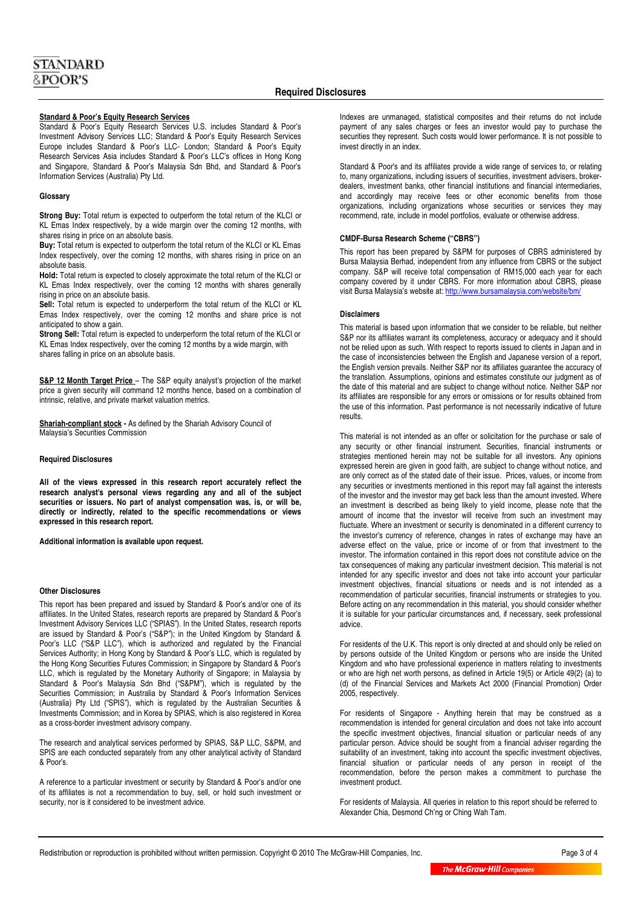## Required Disclosures

**Standard & Poor's Equity Research Services**

Standard & Poor's Equity Research Services U.S. includes Standard & Poor's Investment Advisory Services LLC; Standard & Poor's Equity Research Services Europe includes Standard & Poor's LLC- London; Standard & Poor's Equity Research Services Asia includes Standard & Poor's LLC's offices in Hong Kong and Singapore, Standard & Poor's Malaysia Sdn Bhd, and Standard & Poor's Information Services (Australia) Pty Ltd.

**Glossary**

**Strong Buy:** Total return is expected to outperform the total return of the KLCI or KL Emas Index respectively, by a wide margin over the coming 12 months, with shares rising in price on an absolute basis.

**Buy:** Total return is expected to outperform the total return of the KLCI or KL Emas Index respectively, over the coming 12 months, with shares rising in price on an absolute basis.

**Hold:** Total return is expected to closely approximate the total return of the KLCI or KL Emas Index respectively, over the coming 12 months with shares generally rising in price on an absolute basis.

**Sell:** Total return is expected to underperform the total return of the KLCI or KL Emas Index respectively, over the coming 12 months and share price is not anticipated to show a gain.

**Strong Sell:** Total return is expected to underperform the total return of the KLCI or KL Emas Index respectively, over the coming 12 months by a wide margin, with shares falling in price on an absolute basis.

**S&P 12 Month Target Price** – The S&P equity analyst's projection of the market price a given security will command 12 months hence, based on a combination of intrinsic, relative, and private market valuation metrics.

**Shariah-compliant stock -** As defined by the Shariah Advisory Council of Malaysia's Securities Commission

**Required Disclosures**

**All of the views expressed in this research report accurately reflect the research analyst's personal views regarding any and all of the subject securities or issuers. No part of analyst compensation was, is, or will be, directly or indirectly, related to the specific recommendations or views expressed in this research report.**

**Additional information is available upon request.**

**Other Disclosures**

This report has been prepared and issued by Standard & Poor's and/or one of its affiliates. In the United States, research reports are prepared by Standard & Poor's Investment Advisory Services LLC ("SPIAS"). In the United States, research reports are issued by Standard & Poor's ("S&P"); in the United Kingdom by Standard & Poor's LLC ("S&P LLC"), which is authorized and regulated by the Financial Services Authority; in Hong Kong by Standard & Poor's LLC, which is regulated by the Hong Kong Securities Futures Commission; in Singapore by Standard & Poor's LLC, which is regulated by the Monetary Authority of Singapore; in Malaysia by Standard & Poor's Malaysia Sdn Bhd ("S&PM"), which is regulated by the Securities Commission; in Australia by Standard & Poor's Information Services (Australia) Pty Ltd ("SPIS"), which is regulated by the Australian Securities & Investments Commission; and in Korea by SPIAS, which is also registered in Korea as a cross-border investment advisory company.

The research and analytical services performed by SPIAS, S&P LLC, S&PM, and SPIS are each conducted separately from any other analytical activity of Standard & Poor's.

A reference to a particular investment or security by Standard & Poor's and/or one of its affiliates is not a recommendation to buy, sell, or hold such investment or security, nor is it considered to be investment advice.

Indexes are unmanaged, statistical composites and their returns do not include payment of any sales charges or fees an investor would pay to purchase the securities they represent. Such costs would lower performance. It is not possible to invest directly in an index.

Standard & Poor's and its affiliates provide a wide range of services to, or relating to, many organizations, including issuers of securities, investment advisers, broker-dealers, investment banks, other financial institutions and financial intermediaries, and accordingly may receive fees or other economic benefits from those organizations, including organizations whose securities or services they may recommend, rate, include in model portfolios, evaluate or otherwise address.

**CMDF-Bursa Research Scheme ("CBRS")**

This report has been prepared by S&PM for purposes of CBRS administered by Bursa Malaysia Berhad, independent from any influence from CBRS or the subject company. S&P will receive total compensation of RM15,000 each year for each company covered by it under CBRS. For more information about CBRS, please visit Bursa Malaysia's website at: http://www.bursamalaysia.com/website/bm/

**Disclaimers**

This material is based upon information that we consider to be reliable, but neither S&P nor its affiliates warrant its completeness, accuracy or adequacy and it should not be relied upon as such. With respect to reports issued to clients in Japan and in the case of inconsistencies between the English and Japanese version of a report, the English version prevails. Neither S&P nor its affiliates guarantee the accuracy of the translation. Assumptions, opinions and estimates constitute our judgment as of the date of this material and are subject to change without notice. Neither S&P nor its affiliates are responsible for any errors or omissions or for results obtained from the use of this information. Past performance is not necessarily indicative of future results.

This material is not intended as an offer or solicitation for the purchase or sale of any security or other financial instrument. Securities, financial instruments or strategies mentioned herein may not be suitable for all investors. Any opinions expressed herein are given in good faith, are subject to change without notice, and are only correct as of the stated date of their issue. Prices, values, or income from any securities or investments mentioned in this report may fall against the interests of the investor and the investor may get back less than the amount invested. Where an investment is described as being likely to yield income, please note that the amount of income that the investor will receive from such an investment may fluctuate. Where an investment or security is denominated in a different currency to the investor's currency of reference, changes in rates of exchange may have an adverse effect on the value, price or income of or from that investment to the investor. The information contained in this report does not constitute advice on the tax consequences of making any particular investment decision. This material is not intended for any specific investor and does not take into account your particular investment objectives, financial situations or needs and is not intended as a recommendation of particular securities, financial instruments or strategies to you. Before acting on any recommendation in this material, you should consider whether it is suitable for your particular circumstances and, if necessary, seek professional advice.

For residents of the U.K. This report is only directed at and should only be relied on by persons outside of the United Kingdom or persons who are inside the United Kingdom and who have professional experience in matters relating to investments or who are high net worth persons, as defined in Article 19(5) or Article 49(2) (a) to (d) of the Financial Services and Markets Act 2000 (Financial Promotion) Order 2005, respectively.

For residents of Singapore - Anything herein that may be construed as a recommendation is intended for general circulation and does not take into account the specific investment objectives, financial situation or particular needs of any particular person. Advice should be sought from a financial adviser regarding the suitability of an investment, taking into account the specific investment objectives, financial situation or particular needs of any person in receipt of the recommendation, before the person makes a commitment to purchase the investment product.

For residents of Malaysia. All queries in relation to this report should be referred to Alexander Chia, Desmond Ch'ng or Ching Wah Tam.

Redistribution or reproduction is prohibited without written permission. Copyright © 2010 The McGraw-Hill Companies, Inc.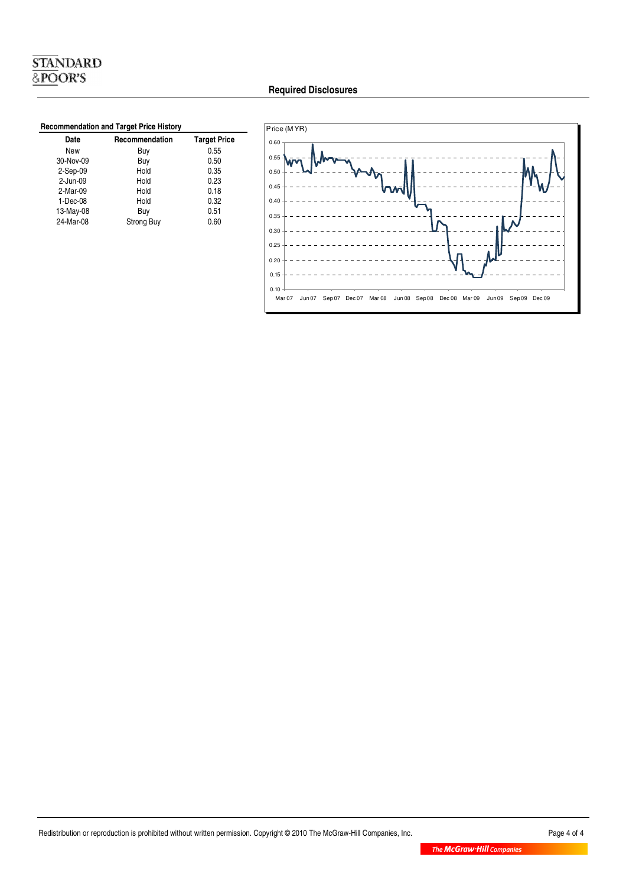## Required Disclosures

**Recommendation and Target Price History**

| Date | Recommendation | Target Price |
|---|---|---|
| New | Buy | 0.55 |
| 30-Nov-09 | Buy | 0.50 |
| 2-Sep-09 | Hold | 0.35 |
| 2-Jun-09 | Hold | 0.23 |
| 2-Mar-09 | Hold | 0.18 |
| 1-Dec-08 | Hold | 0.32 |
| 13-May-08 | Buy | 0.51 |
| 24-Mar-08 | Strong Buy | 0.60 |

Price (MYR)

0.60
0.55
0.50
0.45
0.40
0.35
0.30
0.25
0.20
0.15
0.10

Mar 07 Jun 07 Sep 07 Dec 07 Mar 08 Jun 08 Sep 08 Dec 08 Mar 09 Jun 09 Sep 09 Dec 09

Redistribution or reproduction is prohibited without written permission. Copyright © 2010 The McGraw-Hill Companies, Inc.